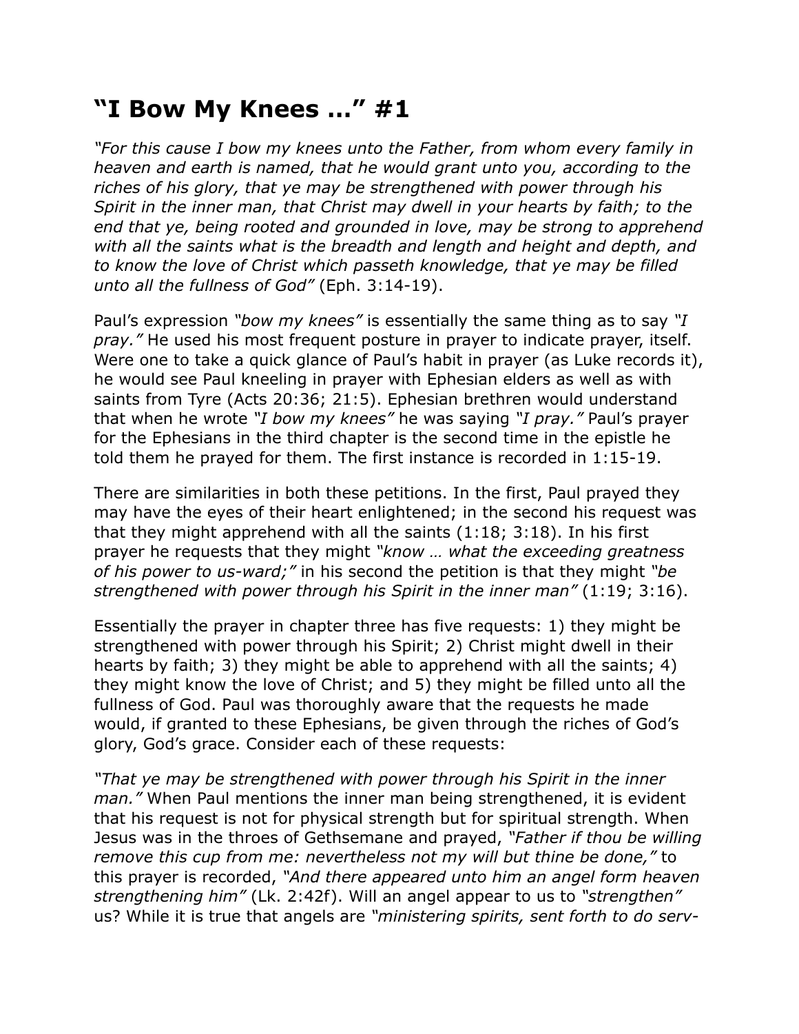# "I Bow My Knees …" #1

*"For this cause I bow my knees unto the Father, from whom every family in heaven and earth is named, that he would grant unto you, according to the riches of his glory, that ye may be strengthened with power through his Spirit in the inner man, that Christ may dwell in your hearts by faith; to the end that ye, being rooted and grounded in love, may be strong to apprehend with all the saints what is the breadth and length and height and depth, and to know the love of Christ which passeth knowledge, that ye may be filled unto all the fullness of God"* (Eph. 3:14-19).

Paul's expression *"bow my knees"* is essentially the same thing as to say *"I pray."* He used his most frequent posture in prayer to indicate prayer, itself. Were one to take a quick glance of Paul's habit in prayer (as Luke records it), he would see Paul kneeling in prayer with Ephesian elders as well as with saints from Tyre (Acts 20:36; 21:5). Ephesian brethren would understand that when he wrote *"I bow my knees"* he was saying *"I pray."* Paul's prayer for the Ephesians in the third chapter is the second time in the epistle he told them he prayed for them. The first instance is recorded in 1:15-19.

There are similarities in both these petitions. In the first, Paul prayed they may have the eyes of their heart enlightened; in the second his request was that they might apprehend with all the saints (1:18; 3:18). In his first prayer he requests that they might *"know … what the exceeding greatness of his power to us-ward;"* in his second the petition is that they might *"be strengthened with power through his Spirit in the inner man"* (1:19; 3:16).

Essentially the prayer in chapter three has five requests: 1) they might be strengthened with power through his Spirit; 2) Christ might dwell in their hearts by faith; 3) they might be able to apprehend with all the saints; 4) they might know the love of Christ; and 5) they might be filled unto all the fullness of God. Paul was thoroughly aware that the requests he made would, if granted to these Ephesians, be given through the riches of God's glory, God's grace. Consider each of these requests:

*"That ye may be strengthened with power through his Spirit in the inner man."* When Paul mentions the inner man being strengthened, it is evident that his request is not for physical strength but for spiritual strength. When Jesus was in the throes of Gethsemane and prayed, *"Father if thou be willing remove this cup from me: nevertheless not my will but thine be done,"* to this prayer is recorded, *"And there appeared unto him an angel form heaven strengthening him"* (Lk. 2:42f). Will an angel appear to us to *"strengthen"* us? While it is true that angels are *"ministering spirits, sent forth to do serv-*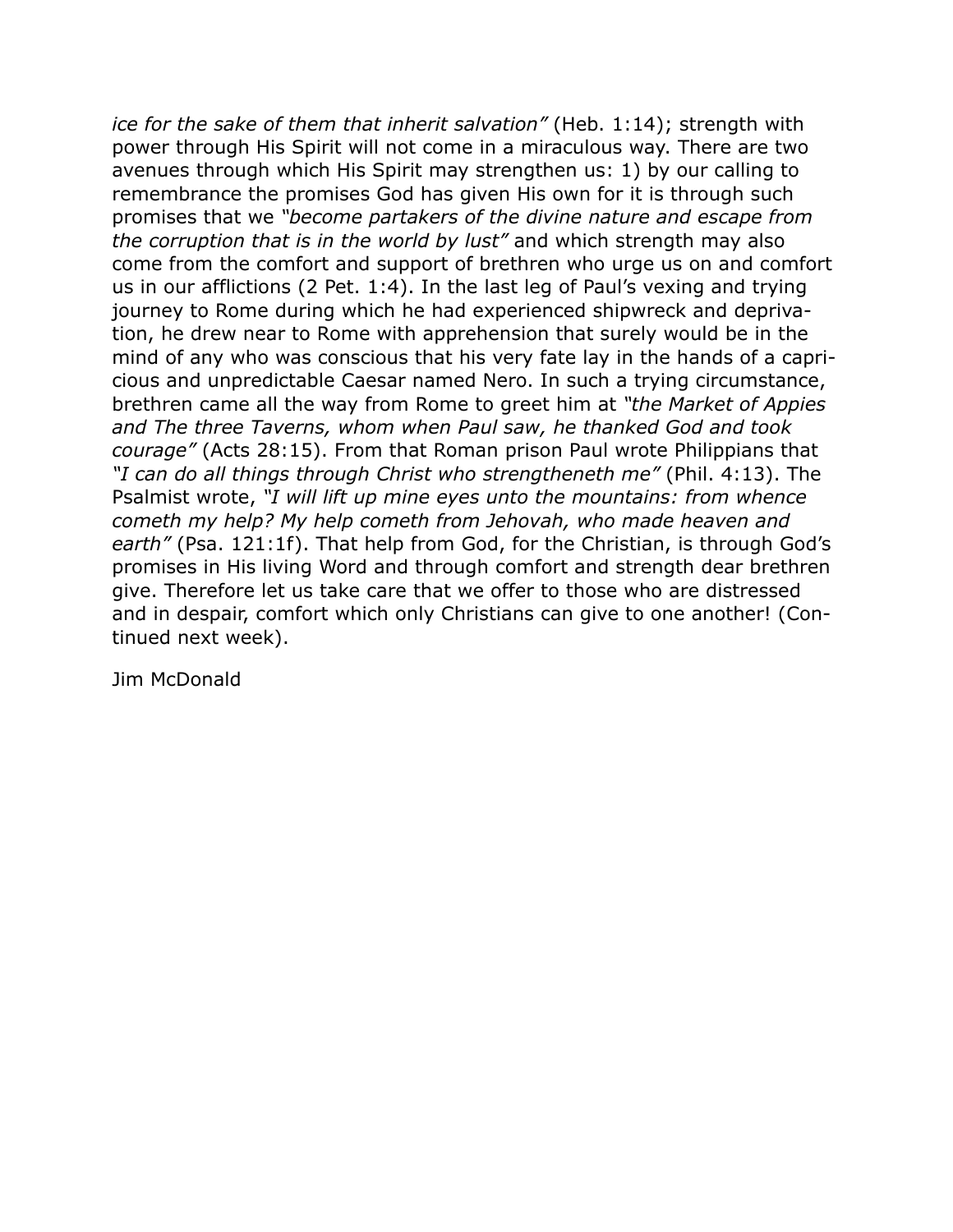*ice for the sake of them that inherit salvation"* (Heb. 1:14); strength with power through His Spirit will not come in a miraculous way. There are two avenues through which His Spirit may strengthen us: 1) by our calling to remembrance the promises God has given His own for it is through such promises that we *"become partakers of the divine nature and escape from the corruption that is in the world by lust"* and which strength may also come from the comfort and support of brethren who urge us on and comfort us in our afflictions (2 Pet. 1:4). In the last leg of Paul's vexing and trying journey to Rome during which he had experienced shipwreck and deprivation, he drew near to Rome with apprehension that surely would be in the mind of any who was conscious that his very fate lay in the hands of a capricious and unpredictable Caesar named Nero. In such a trying circumstance, brethren came all the way from Rome to greet him at *"the Market of Appies and The three Taverns, whom when Paul saw, he thanked God and took courage"* (Acts 28:15). From that Roman prison Paul wrote Philippians that *"I can do all things through Christ who strengtheneth me"* (Phil. 4:13). The Psalmist wrote, *"I will lift up mine eyes unto the mountains: from whence cometh my help? My help cometh from Jehovah, who made heaven and earth"* (Psa. 121:1f). That help from God, for the Christian, is through God's promises in His living Word and through comfort and strength dear brethren give. Therefore let us take care that we offer to those who are distressed and in despair, comfort which only Christians can give to one another! (Continued next week).

Jim McDonald